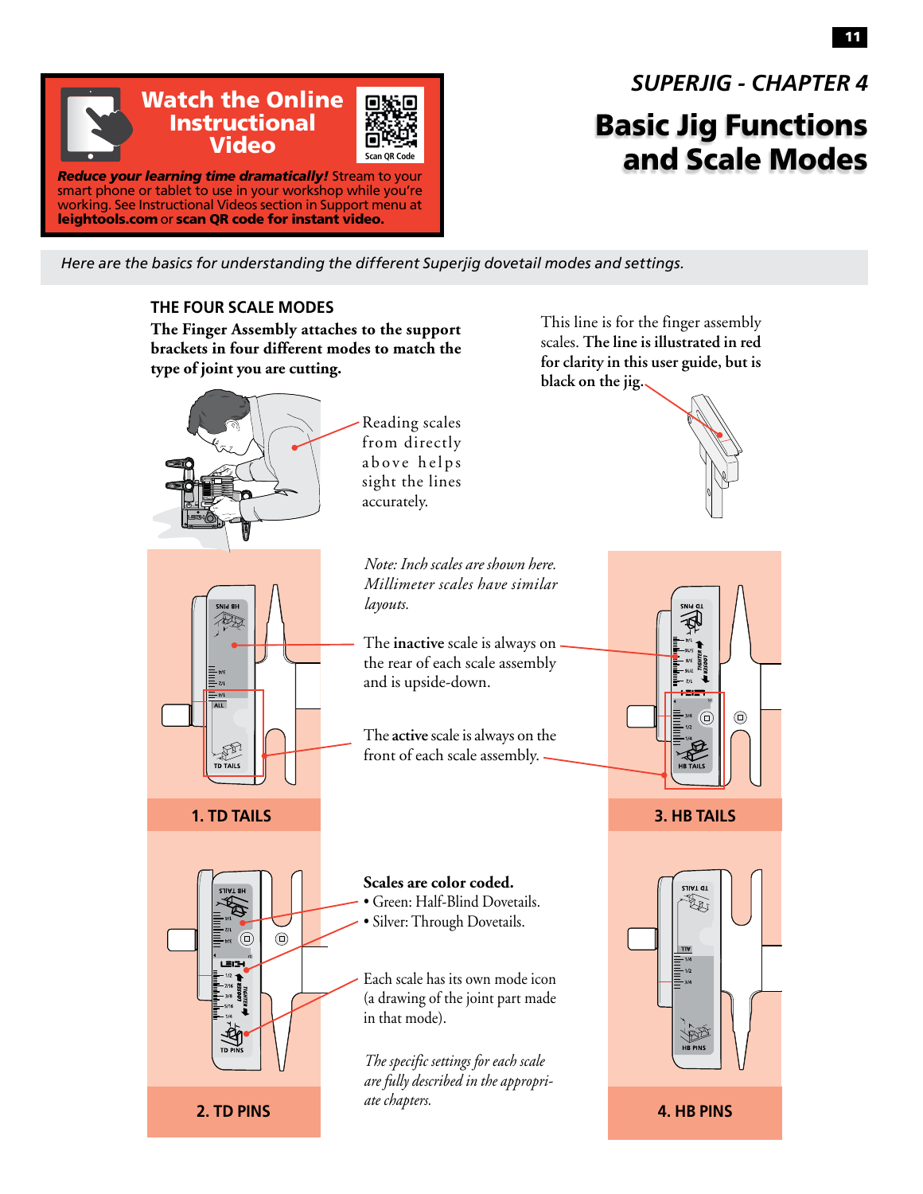**Watch the Online Instructional Video**

Scan QR Code

***Reduce your learning time dramatically!*** Stream to your smart phone or tablet to use in your workshop while you're working. See Instructional Videos section in Support menu at **leightools.com** or **scan QR code for instant video.**

*SUPERJIG - CHAPTER 4*

# Basic Jig Functions and Scale Modes

*Here are the basics for understanding the different Superjig dovetail modes and settings.*

## THE FOUR SCALE MODES

**The Finger Assembly attaches to the support brackets in four different modes to match the type of joint you are cutting.**

This line is for the finger assembly scales. **The line is illustrated in red for clarity in this user guide, but is black on the jig.**

Reading scales from directly above helps sight the lines accurately.

*Note: Inch scales are shown here. Millimeter scales have similar layouts.*

The **inactive** scale is always on the rear of each scale assembly and is upside-down.

The **active** scale is always on the front of each scale assembly.

**1. TD TAILS**

**3. HB TAILS**

**Scales are color coded.**

- Green: Half-Blind Dovetails.
- Silver: Through Dovetails.

Each scale has its own mode icon (a drawing of the joint part made in that mode).

*The specific settings for each scale are fully described in the appropriate chapters.*

**2. TD PINS**

**4. HB PINS**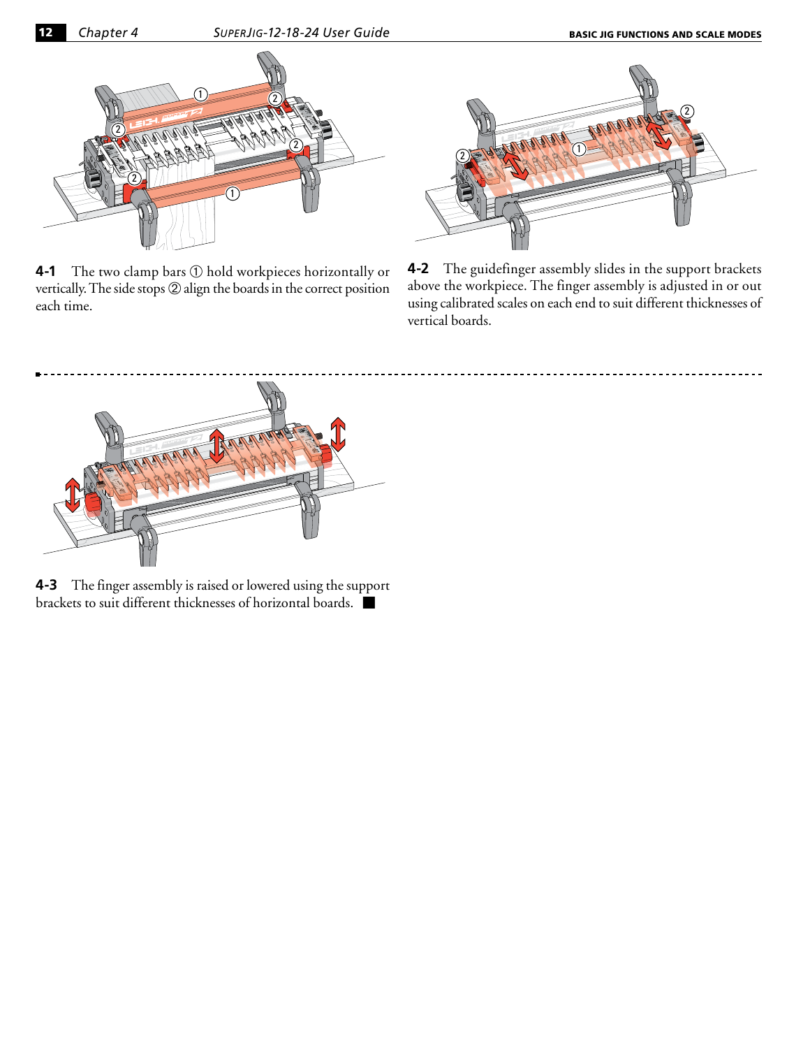**4-1** The two clamp bars ① hold workpieces horizontally or vertically. The side stops ② align the boards in the correct position each time.

**4-2** The guidefinger assembly slides in the support brackets above the workpiece. The finger assembly is adjusted in or out using calibrated scales on each end to suit different thicknesses of vertical boards.

**4-3** The finger assembly is raised or lowered using the support brackets to suit different thicknesses of horizontal boards. ■